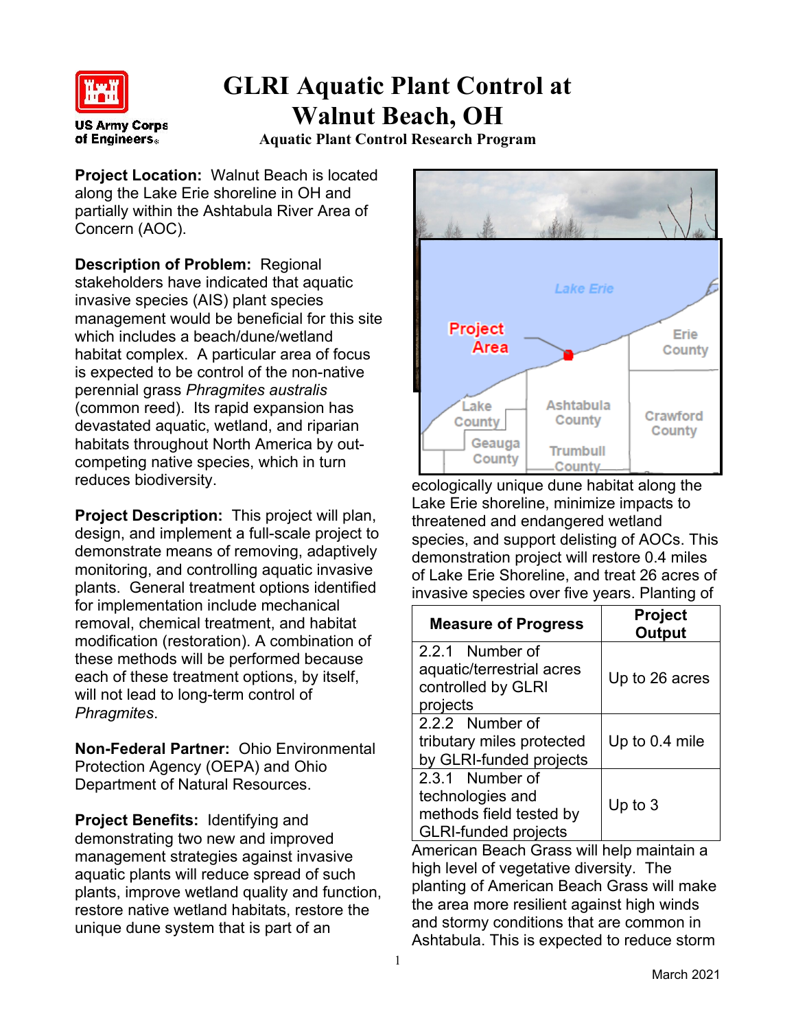# GLRI Aquatic Plant Control at Walnut Beach, OH

## Aquatic Plant Control Research Program

**Project Location:** Walnut Beach is located along the Lake Erie shoreline in OH and partially within the Ashtabula River Area of Concern (AOC).

**Description of Problem:** Regional stakeholders have indicated that aquatic invasive species (AIS) plant species management would be beneficial for this site which includes a beach/dune/wetland habitat complex. A particular area of focus is expected to be control of the non-native perennial grass *Phragmites australis* (common reed). Its rapid expansion has devastated aquatic, wetland, and riparian habitats throughout North America by out-competing native species, which in turn reduces biodiversity.

**Project Description:** This project will plan, design, and implement a full-scale project to demonstrate means of removing, adaptively monitoring, and controlling aquatic invasive plants. General treatment options identified for implementation include mechanical removal, chemical treatment, and habitat modification (restoration). A combination of these methods will be performed because each of these treatment options, by itself, will not lead to long-term control of *Phragmites*.

**Non-Federal Partner:** Ohio Environmental Protection Agency (OEPA) and Ohio Department of Natural Resources.

**Project Benefits:** Identifying and demonstrating two new and improved management strategies against invasive aquatic plants will reduce spread of such plants, improve wetland quality and function, restore native wetland habitats, restore the unique dune system that is part of an ecologically unique dune habitat along the Lake Erie shoreline, minimize impacts to threatened and endangered wetland species, and support delisting of AOCs. This demonstration project will restore 0.4 miles of Lake Erie Shoreline, and treat 26 acres of invasive species over five years. Planting of American Beach Grass will help maintain a high level of vegetative diversity. The planting of American Beach Grass will make the area more resilient against high winds and stormy conditions that are common in Ashtabula. This is expected to reduce storm

| Measure of Progress | Project Output |
|---|---|
| 2.2.1 Number of aquatic/terrestrial acres controlled by GLRI projects | Up to 26 acres |
| 2.2.2 Number of tributary miles protected by GLRI-funded projects | Up to 0.4 mile |
| 2.3.1 Number of technologies and methods field tested by GLRI-funded projects | Up to 3 |

March 2021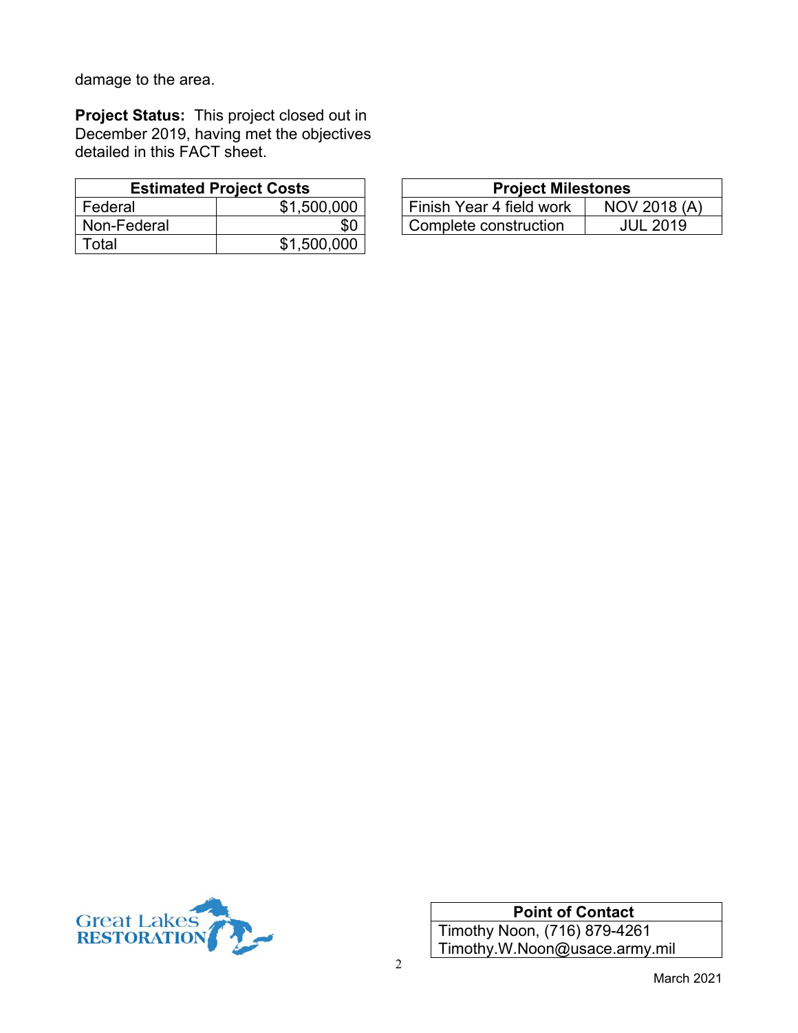damage to the area.

**Project Status:** This project closed out in December 2019, having met the objectives detailed in this FACT sheet.

| Estimated Project Costs | |
|---|---|
| Federal | $1,500,000 |
| Non-Federal | $0 |
| Total | $1,500,000 |

| Project Milestones | |
|---|---|
| Finish Year 4 field work | NOV 2018 (A) |
| Complete construction | JUL 2019 |

Great Lakes RESTORATION

| Point of Contact |
|---|
| Timothy Noon, (716) 879-4261 |
| Timothy.W.Noon@usace.army.mil |

March 2021